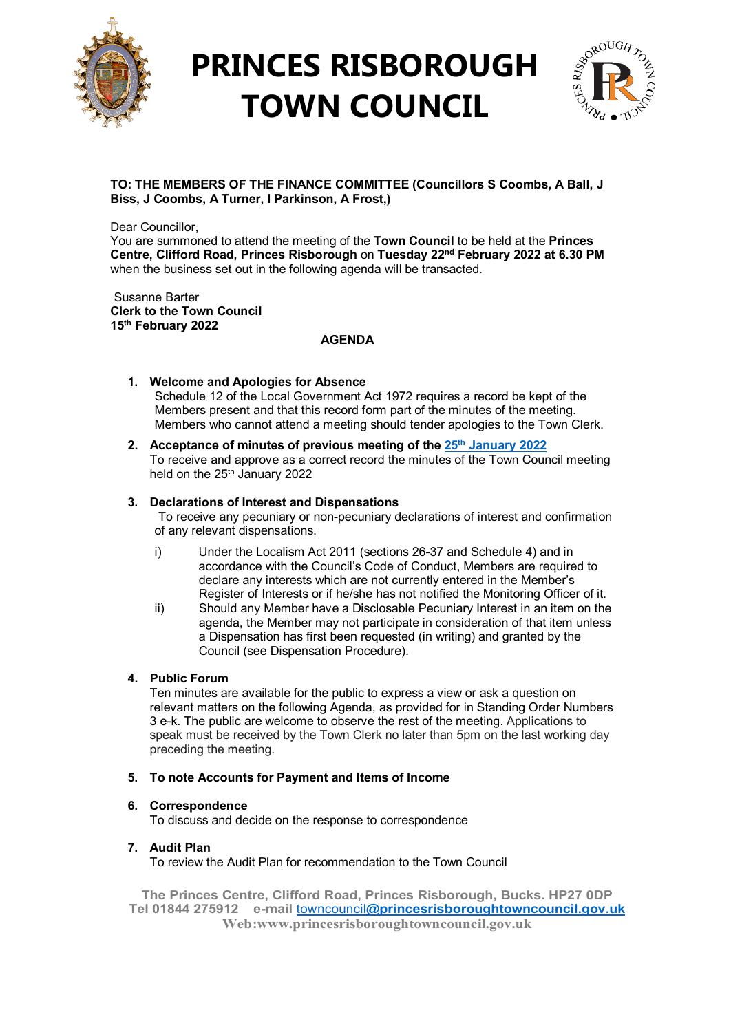# PRINCES RISBOROUGH TOWN COUNCIL

**TO: THE MEMBERS OF THE FINANCE COMMITTEE (Councillors S Coombs, A Ball, J Biss, J Coombs, A Turner, I Parkinson, A Frost,)**

Dear Councillor,
You are summoned to attend the meeting of the **Town Council** to be held at the **Princes Centre, Clifford Road, Princes Risborough** on **Tuesday 22nd February 2022 at 6.30 PM** when the business set out in the following agenda will be transacted.

Susanne Barter
**Clerk to the Town Council**
**15th February 2022**

**AGENDA**

1. **Welcome and Apologies for Absence**
   Schedule 12 of the Local Government Act 1972 requires a record be kept of the Members present and that this record form part of the minutes of the meeting. Members who cannot attend a meeting should tender apologies to the Town Clerk.

2. **Acceptance of minutes of previous meeting of the 25th January 2022**
   To receive and approve as a correct record the minutes of the Town Council meeting held on the 25th January 2022

3. **Declarations of Interest and Dispensations**
   To receive any pecuniary or non-pecuniary declarations of interest and confirmation of any relevant dispensations.

   i) Under the Localism Act 2011 (sections 26-37 and Schedule 4) and in accordance with the Council's Code of Conduct, Members are required to declare any interests which are not currently entered in the Member's Register of Interests or if he/she has not notified the Monitoring Officer of it.

   ii) Should any Member have a Disclosable Pecuniary Interest in an item on the agenda, the Member may not participate in consideration of that item unless a Dispensation has first been requested (in writing) and granted by the Council (see Dispensation Procedure).

4. **Public Forum**
   Ten minutes are available for the public to express a view or ask a question on relevant matters on the following Agenda, as provided for in Standing Order Numbers 3 e-k. The public are welcome to observe the rest of the meeting. Applications to speak must be received by the Town Clerk no later than 5pm on the last working day preceding the meeting.

5. **To note Accounts for Payment and Items of Income**

6. **Correspondence**
   To discuss and decide on the response to correspondence

7. **Audit Plan**
   To review the Audit Plan for recommendation to the Town Council

The Princes Centre, Clifford Road, Princes Risborough, Bucks. HP27 0DP
Tel 01844 275912 e-mail towncouncil@princesrisboroughtowncouncil.gov.uk
Web:www.princesrisboroughtowncouncil.gov.uk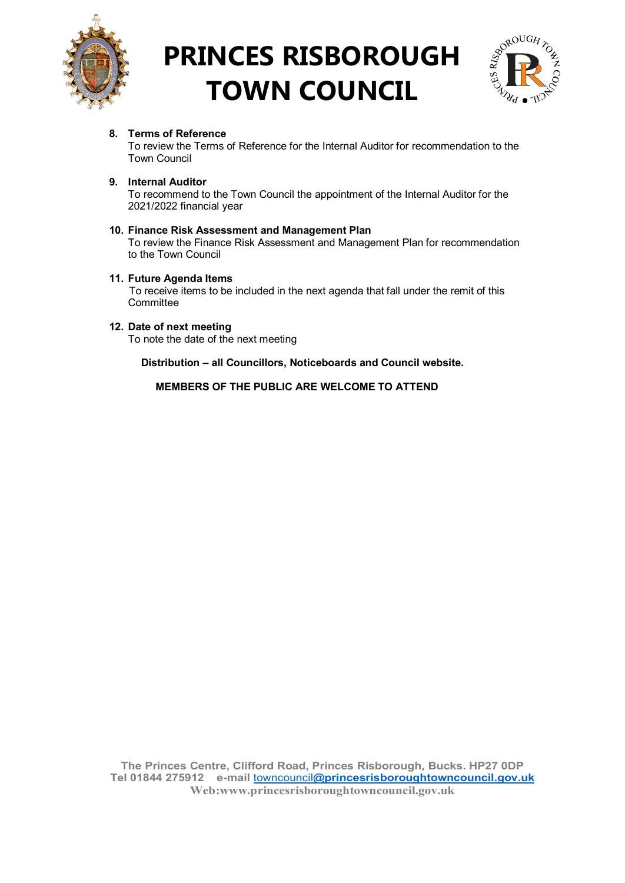# PRINCES RISBOROUGH TOWN COUNCIL

8. **Terms of Reference**
   To review the Terms of Reference for the Internal Auditor for recommendation to the Town Council

9. **Internal Auditor**
   To recommend to the Town Council the appointment of the Internal Auditor for the 2021/2022 financial year

10. **Finance Risk Assessment and Management Plan**
    To review the Finance Risk Assessment and Management Plan for recommendation to the Town Council

11. **Future Agenda Items**
    To receive items to be included in the next agenda that fall under the remit of this Committee

12. **Date of next meeting**
    To note the date of the next meeting

**Distribution – all Councillors, Noticeboards and Council website.**

**MEMBERS OF THE PUBLIC ARE WELCOME TO ATTEND**

**The Princes Centre, Clifford Road, Princes Risborough, Bucks. HP27 0DP**
**Tel 01844 275912 e-mail towncouncil@princesrisboroughtowncouncil.gov.uk**
**Web:www.princesrisboroughtowncouncil.gov.uk**